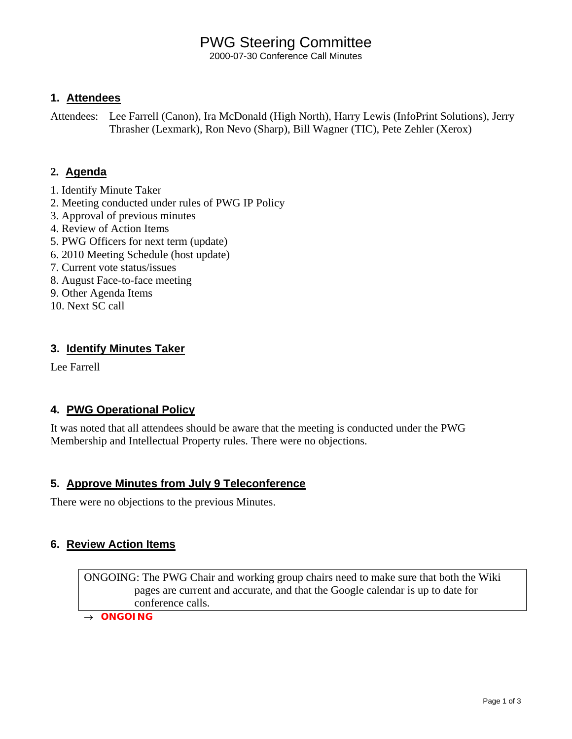# PWG Steering Committee

2000-07-30 Conference Call Minutes

## 1. Attendees

Attendees: Lee Farrell (Canon), Ira McDonald (High North), Harry Lewis (InfoPrint Solutions), Jerry Thrasher (Lexmark), Ron Nevo (Sharp), Bill Wagner (TIC), Pete Zehler (Xerox)

## 2. Agenda

1. Identify Minute Taker
2. Meeting conducted under rules of PWG IP Policy
3. Approval of previous minutes
4. Review of Action Items
5. PWG Officers for next term (update)
6. 2010 Meeting Schedule (host update)
7. Current vote status/issues
8. August Face-to-face meeting
9. Other Agenda Items
10. Next SC call

## 3. Identify Minutes Taker

Lee Farrell

## 4. PWG Operational Policy

It was noted that all attendees should be aware that the meeting is conducted under the PWG Membership and Intellectual Property rules. There were no objections.

## 5. Approve Minutes from July 9 Teleconference

There were no objections to the previous Minutes.

## 6. Review Action Items

| ONGOING: The PWG Chair and working group chairs need to make sure that both the Wiki pages are current and accurate, and that the Google calendar is up to date for conference calls. |
|---|

→ **ONGOING**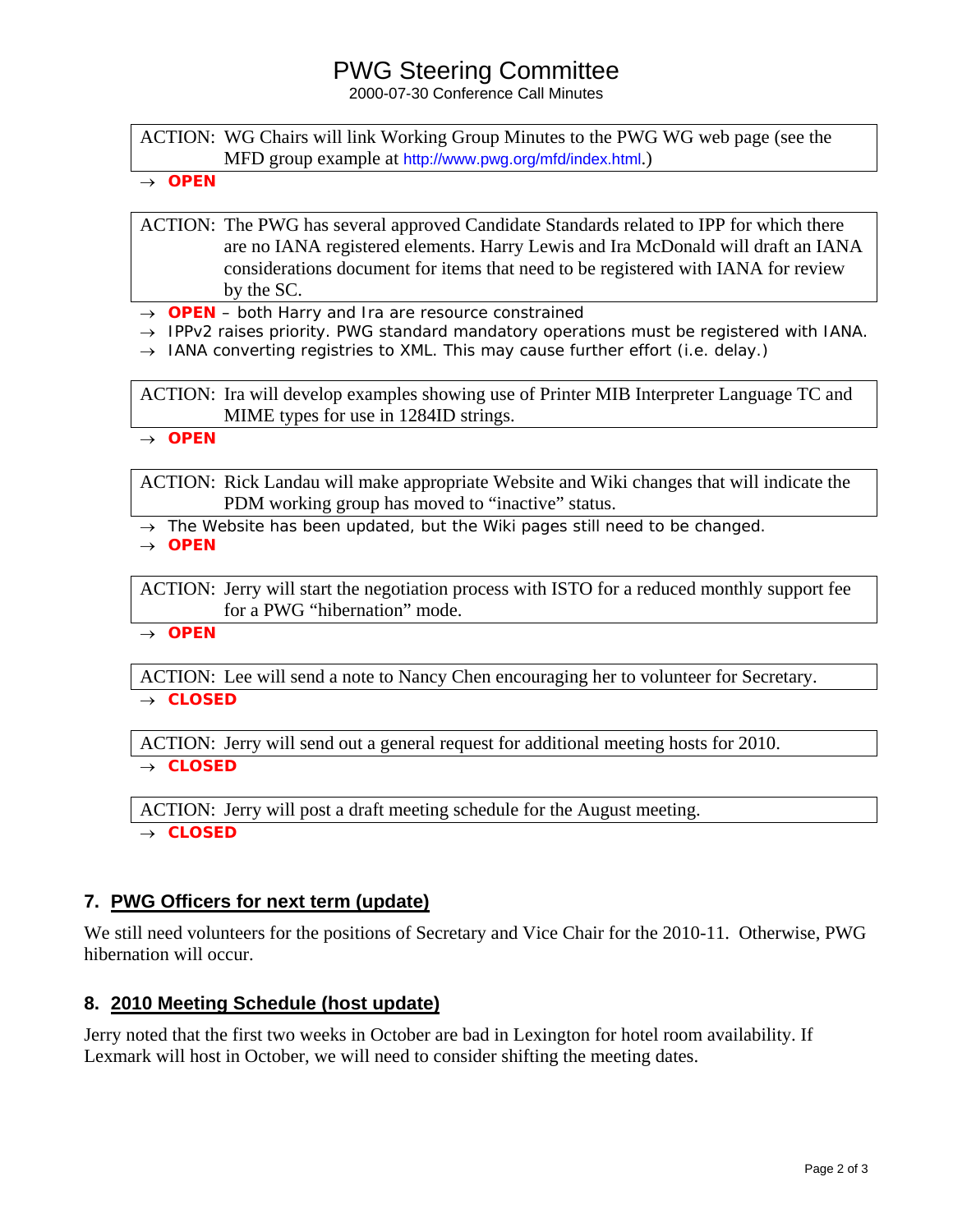ACTION: WG Chairs will link Working Group Minutes to the PWG WG web page (see the MFD group example at http://www.pwg.org/mfd/index.html.)

→ **OPEN**

ACTION: The PWG has several approved Candidate Standards related to IPP for which there are no IANA registered elements. Harry Lewis and Ira McDonald will draft an IANA considerations document for items that need to be registered with IANA for review by the SC.

→ **OPEN** – both Harry and Ira are resource constrained

→ IPPv2 raises priority. PWG standard mandatory operations must be registered with IANA.

→ IANA converting registries to XML. This may cause further effort (i.e. delay.)

ACTION: Ira will develop examples showing use of Printer MIB Interpreter Language TC and MIME types for use in 1284ID strings.

→ **OPEN**

ACTION: Rick Landau will make appropriate Website and Wiki changes that will indicate the PDM working group has moved to "inactive" status.

→ The Website has been updated, but the Wiki pages still need to be changed.

→ **OPEN**

ACTION: Jerry will start the negotiation process with ISTO for a reduced monthly support fee for a PWG "hibernation" mode.

→ **OPEN**

ACTION: Lee will send a note to Nancy Chen encouraging her to volunteer for Secretary.

→ **CLOSED**

ACTION: Jerry will send out a general request for additional meeting hosts for 2010.

→ **CLOSED**

ACTION: Jerry will post a draft meeting schedule for the August meeting.

→ **CLOSED**

## 7. PWG Officers for next term (update)

We still need volunteers for the positions of Secretary and Vice Chair for the 2010-11. Otherwise, PWG hibernation will occur.

## 8. 2010 Meeting Schedule (host update)

Jerry noted that the first two weeks in October are bad in Lexington for hotel room availability. If Lexmark will host in October, we will need to consider shifting the meeting dates.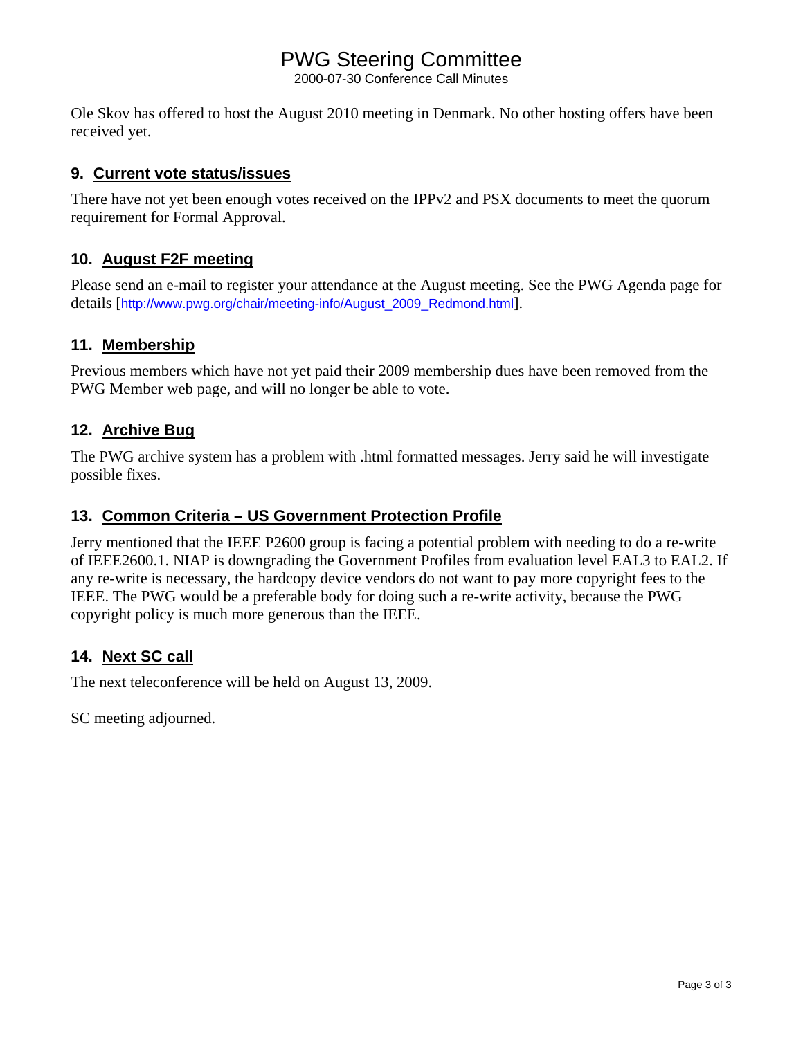Ole Skov has offered to host the August 2010 meeting in Denmark. No other hosting offers have been received yet.

## 9. Current vote status/issues

There have not yet been enough votes received on the IPPv2 and PSX documents to meet the quorum requirement for Formal Approval.

## 10. August F2F meeting

Please send an e-mail to register your attendance at the August meeting. See the PWG Agenda page for details [http://www.pwg.org/chair/meeting-info/August_2009_Redmond.html].

## 11. Membership

Previous members which have not yet paid their 2009 membership dues have been removed from the PWG Member web page, and will no longer be able to vote.

## 12. Archive Bug

The PWG archive system has a problem with .html formatted messages. Jerry said he will investigate possible fixes.

## 13. Common Criteria – US Government Protection Profile

Jerry mentioned that the IEEE P2600 group is facing a potential problem with needing to do a re-write of IEEE2600.1. NIAP is downgrading the Government Profiles from evaluation level EAL3 to EAL2. If any re-write is necessary, the hardcopy device vendors do not want to pay more copyright fees to the IEEE. The PWG would be a preferable body for doing such a re-write activity, because the PWG copyright policy is much more generous than the IEEE.

## 14. Next SC call

The next teleconference will be held on August 13, 2009.

SC meeting adjourned.